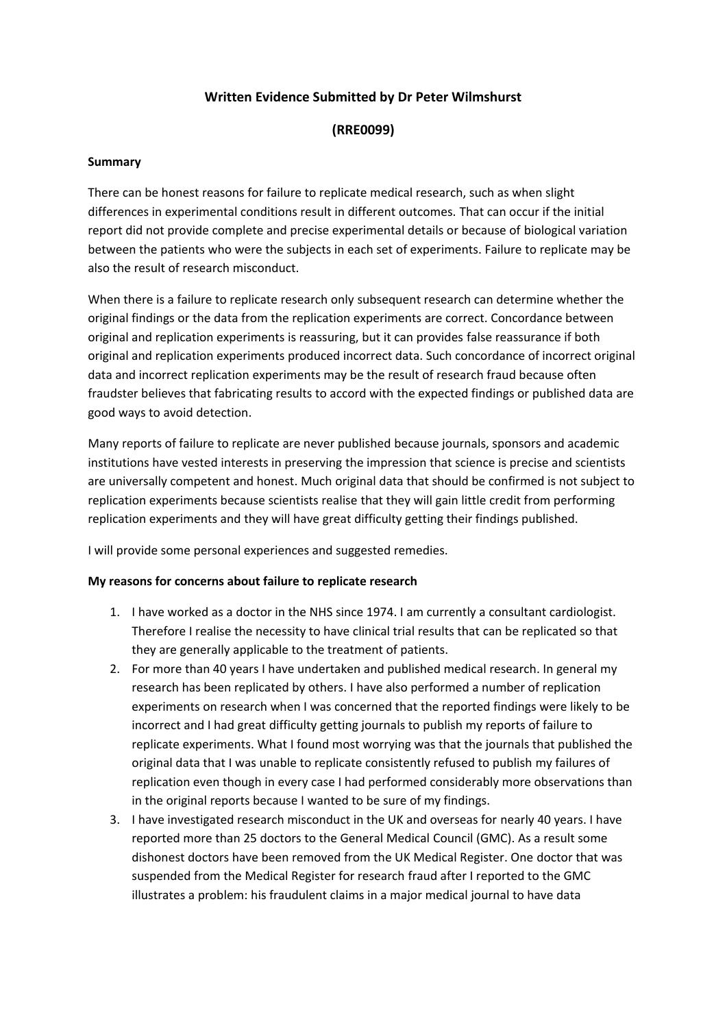**Written Evidence Submitted by Dr Peter Wilmshurst**

**(RRE0099)**

**Summary**

There can be honest reasons for failure to replicate medical research, such as when slight differences in experimental conditions result in different outcomes. That can occur if the initial report did not provide complete and precise experimental details or because of biological variation between the patients who were the subjects in each set of experiments. Failure to replicate may be also the result of research misconduct.

When there is a failure to replicate research only subsequent research can determine whether the original findings or the data from the replication experiments are correct. Concordance between original and replication experiments is reassuring, but it can provides false reassurance if both original and replication experiments produced incorrect data. Such concordance of incorrect original data and incorrect replication experiments may be the result of research fraud because often fraudster believes that fabricating results to accord with the expected findings or published data are good ways to avoid detection.

Many reports of failure to replicate are never published because journals, sponsors and academic institutions have vested interests in preserving the impression that science is precise and scientists are universally competent and honest. Much original data that should be confirmed is not subject to replication experiments because scientists realise that they will gain little credit from performing replication experiments and they will have great difficulty getting their findings published.

I will provide some personal experiences and suggested remedies.

**My reasons for concerns about failure to replicate research**

1. I have worked as a doctor in the NHS since 1974. I am currently a consultant cardiologist. Therefore I realise the necessity to have clinical trial results that can be replicated so that they are generally applicable to the treatment of patients.
2. For more than 40 years I have undertaken and published medical research. In general my research has been replicated by others. I have also performed a number of replication experiments on research when I was concerned that the reported findings were likely to be incorrect and I had great difficulty getting journals to publish my reports of failure to replicate experiments. What I found most worrying was that the journals that published the original data that I was unable to replicate consistently refused to publish my failures of replication even though in every case I had performed considerably more observations than in the original reports because I wanted to be sure of my findings.
3. I have investigated research misconduct in the UK and overseas for nearly 40 years. I have reported more than 25 doctors to the General Medical Council (GMC). As a result some dishonest doctors have been removed from the UK Medical Register. One doctor that was suspended from the Medical Register for research fraud after I reported to the GMC illustrates a problem: his fraudulent claims in a major medical journal to have data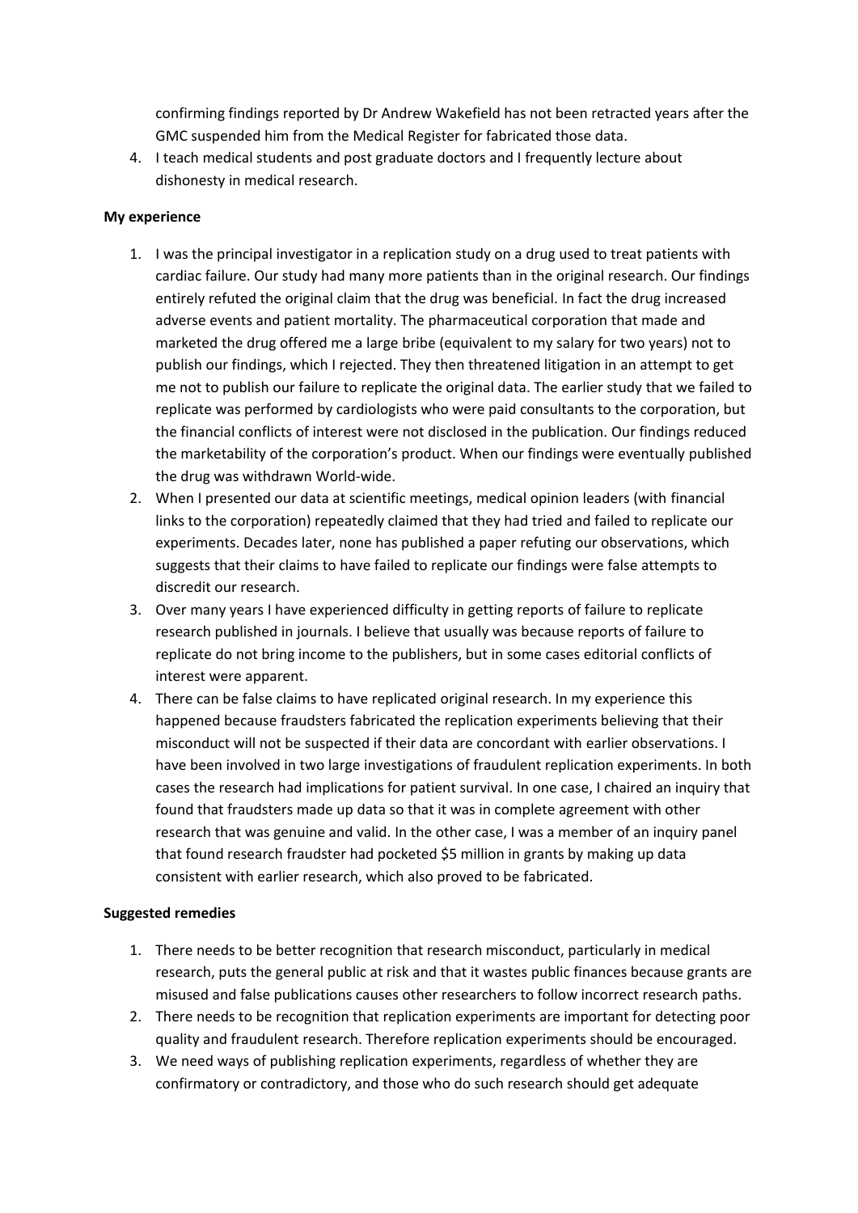confirming findings reported by Dr Andrew Wakefield has not been retracted years after the GMC suspended him from the Medical Register for fabricated those data.

4. I teach medical students and post graduate doctors and I frequently lecture about dishonesty in medical research.

**My experience**

1. I was the principal investigator in a replication study on a drug used to treat patients with cardiac failure. Our study had many more patients than in the original research. Our findings entirely refuted the original claim that the drug was beneficial. In fact the drug increased adverse events and patient mortality. The pharmaceutical corporation that made and marketed the drug offered me a large bribe (equivalent to my salary for two years) not to publish our findings, which I rejected. They then threatened litigation in an attempt to get me not to publish our failure to replicate the original data. The earlier study that we failed to replicate was performed by cardiologists who were paid consultants to the corporation, but the financial conflicts of interest were not disclosed in the publication. Our findings reduced the marketability of the corporation's product. When our findings were eventually published the drug was withdrawn World-wide.
2. When I presented our data at scientific meetings, medical opinion leaders (with financial links to the corporation) repeatedly claimed that they had tried and failed to replicate our experiments. Decades later, none has published a paper refuting our observations, which suggests that their claims to have failed to replicate our findings were false attempts to discredit our research.
3. Over many years I have experienced difficulty in getting reports of failure to replicate research published in journals. I believe that usually was because reports of failure to replicate do not bring income to the publishers, but in some cases editorial conflicts of interest were apparent.
4. There can be false claims to have replicated original research. In my experience this happened because fraudsters fabricated the replication experiments believing that their misconduct will not be suspected if their data are concordant with earlier observations. I have been involved in two large investigations of fraudulent replication experiments. In both cases the research had implications for patient survival. In one case, I chaired an inquiry that found that fraudsters made up data so that it was in complete agreement with other research that was genuine and valid. In the other case, I was a member of an inquiry panel that found research fraudster had pocketed $5 million in grants by making up data consistent with earlier research, which also proved to be fabricated.

**Suggested remedies**

1. There needs to be better recognition that research misconduct, particularly in medical research, puts the general public at risk and that it wastes public finances because grants are misused and false publications causes other researchers to follow incorrect research paths.
2. There needs to be recognition that replication experiments are important for detecting poor quality and fraudulent research. Therefore replication experiments should be encouraged.
3. We need ways of publishing replication experiments, regardless of whether they are confirmatory or contradictory, and those who do such research should get adequate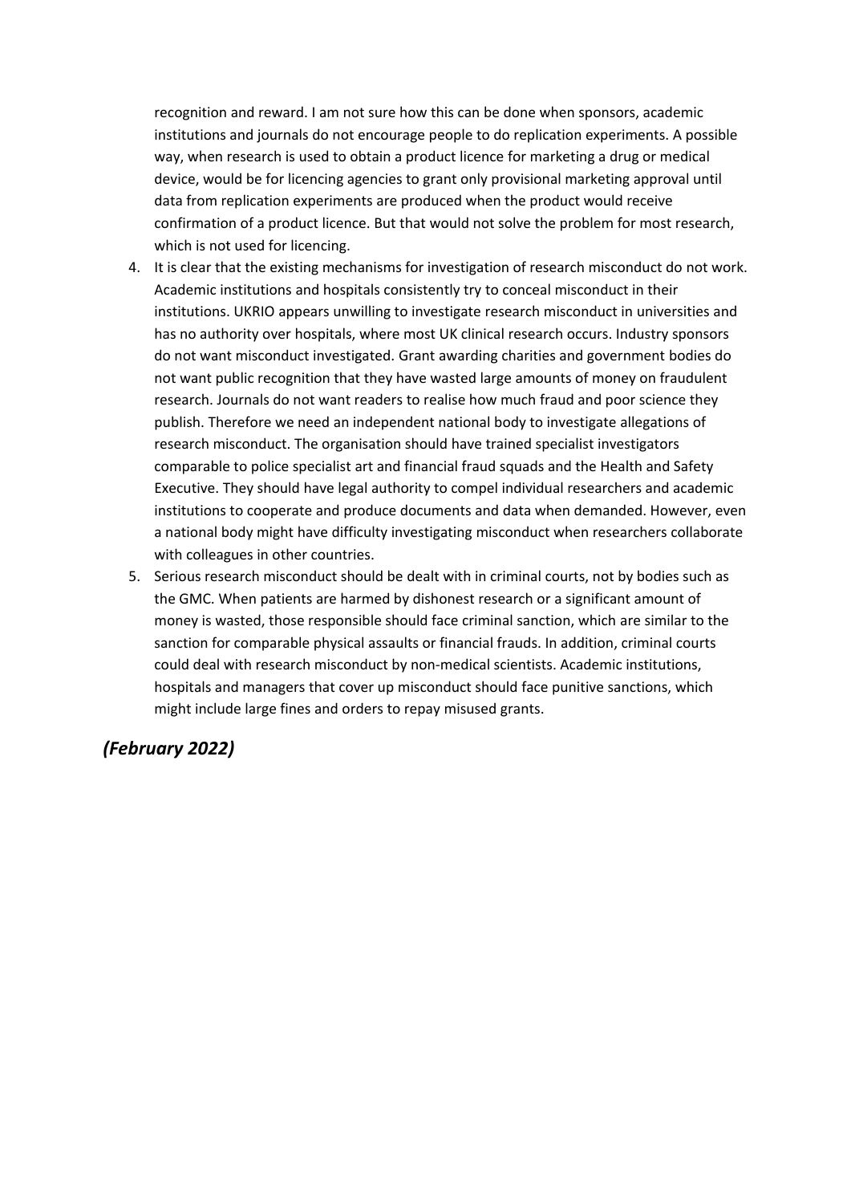recognition and reward. I am not sure how this can be done when sponsors, academic institutions and journals do not encourage people to do replication experiments. A possible way, when research is used to obtain a product licence for marketing a drug or medical device, would be for licencing agencies to grant only provisional marketing approval until data from replication experiments are produced when the product would receive confirmation of a product licence. But that would not solve the problem for most research, which is not used for licencing.

4. It is clear that the existing mechanisms for investigation of research misconduct do not work. Academic institutions and hospitals consistently try to conceal misconduct in their institutions. UKRIO appears unwilling to investigate research misconduct in universities and has no authority over hospitals, where most UK clinical research occurs. Industry sponsors do not want misconduct investigated. Grant awarding charities and government bodies do not want public recognition that they have wasted large amounts of money on fraudulent research. Journals do not want readers to realise how much fraud and poor science they publish. Therefore we need an independent national body to investigate allegations of research misconduct. The organisation should have trained specialist investigators comparable to police specialist art and financial fraud squads and the Health and Safety Executive. They should have legal authority to compel individual researchers and academic institutions to cooperate and produce documents and data when demanded. However, even a national body might have difficulty investigating misconduct when researchers collaborate with colleagues in other countries.
5. Serious research misconduct should be dealt with in criminal courts, not by bodies such as the GMC. When patients are harmed by dishonest research or a significant amount of money is wasted, those responsible should face criminal sanction, which are similar to the sanction for comparable physical assaults or financial frauds. In addition, criminal courts could deal with research misconduct by non-medical scientists. Academic institutions, hospitals and managers that cover up misconduct should face punitive sanctions, which might include large fines and orders to repay misused grants.

## *(February 2022)*